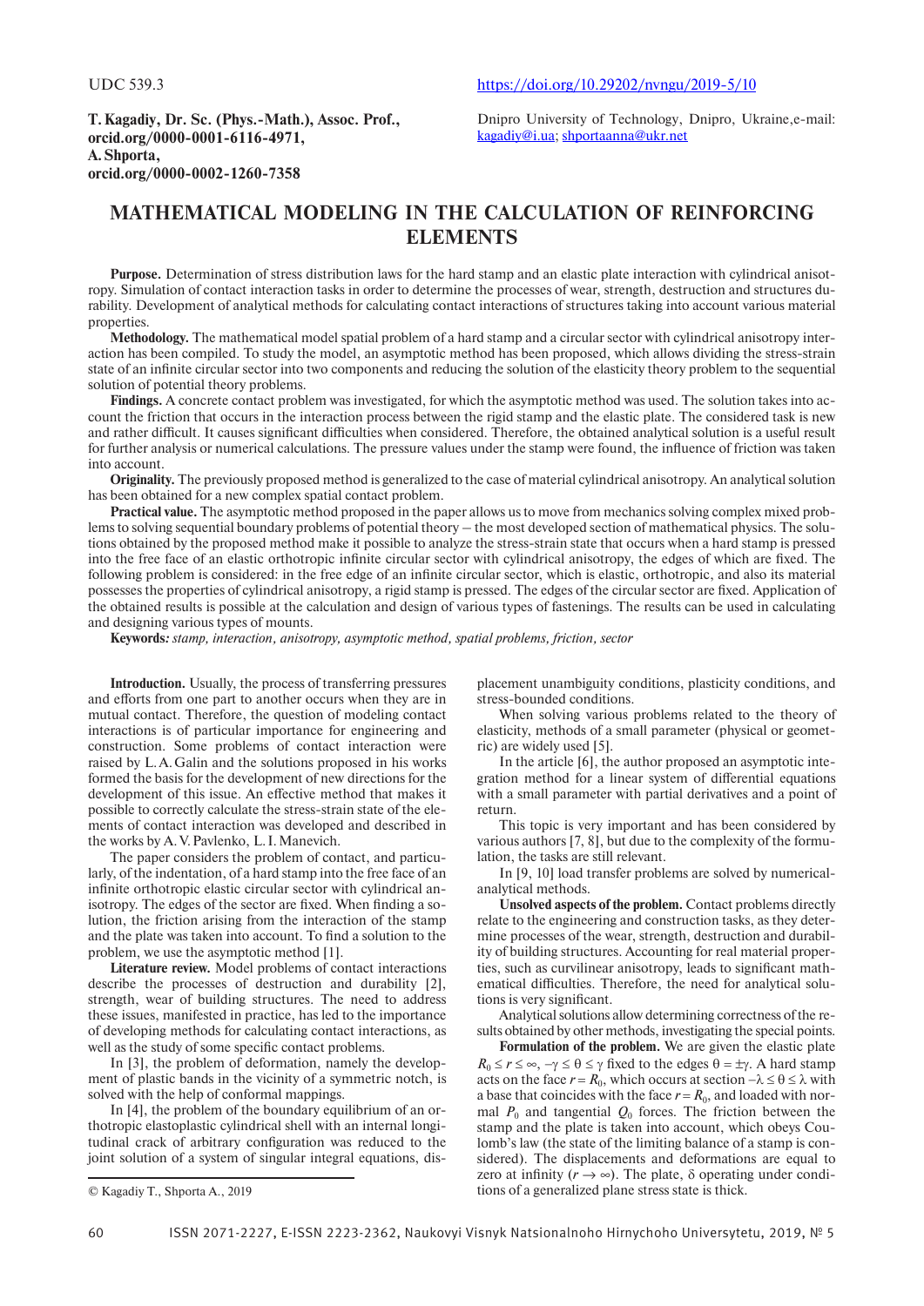UDC 539.3

https://doi.org/10.29202/nvngu/2019-5/10

**T. Kagadiy, Dr. Sc. (Phys.-Math.), Assoc. Prof., orcid.org/0000-0001-6116-4971, A. Shporta, orcid.org/0000-0002-1260-7358**

Dnipro University of Technology, Dnipro, Ukraine,e-mail: kagadiy@i.ua; shportaanna@ukr.net

# MATHEMATICAL MODELING IN THE CALCULATION OF REINFORCING ELEMENTS

**Purpose.** Determination of stress distribution laws for the hard stamp and an elastic plate interaction with cylindrical anisotropy. Simulation of contact interaction tasks in order to determine the processes of wear, strength, destruction and structures durability. Development of analytical methods for calculating contact interactions of structures taking into account various material properties.

**Methodology.** The mathematical model spatial problem of a hard stamp and a circular sector with cylindrical anisotropy interaction has been compiled. To study the model, an asymptotic method has been proposed, which allows dividing the stress-strain state of an infinite circular sector into two components and reducing the solution of the elasticity theory problem to the sequential solution of potential theory problems.

**Findings.** A concrete contact problem was investigated, for which the asymptotic method was used. The solution takes into account the friction that occurs in the interaction process between the rigid stamp and the elastic plate. The considered task is new and rather difficult. It causes significant difficulties when considered. Therefore, the obtained analytical solution is a useful result for further analysis or numerical calculations. The pressure values under the stamp were found, the influence of friction was taken into account.

**Originality.** The previously proposed method is generalized to the case of material cylindrical anisotropy. An analytical solution has been obtained for a new complex spatial contact problem.

**Practical value.** The asymptotic method proposed in the paper allows us to move from mechanics solving complex mixed problems to solving sequential boundary problems of potential theory – the most developed section of mathematical physics. The solutions obtained by the proposed method make it possible to analyze the stress-strain state that occurs when a hard stamp is pressed into the free face of an elastic orthotropic infinite circular sector with cylindrical anisotropy, the edges of which are fixed. The following problem is considered: in the free edge of an infinite circular sector, which is elastic, orthotropic, and also its material possesses the properties of cylindrical anisotropy, a rigid stamp is pressed. The edges of the circular sector are fixed. Application of the obtained results is possible at the calculation and design of various types of fastenings. The results can be used in calculating and designing various types of mounts.

**Keywords***:* *stamp, interaction, anisotropy, asymptotic method, spatial problems, friction, sector*

**Introduction.** Usually, the process of transferring pressures and efforts from one part to another occurs when they are in mutual contact. Therefore, the question of modeling contact interactions is of particular importance for engineering and construction. Some problems of contact interaction were raised by L. A. Galin and the solutions proposed in his works formed the basis for the development of new directions for the development of this issue. An effective method that makes it possible to correctly calculate the stress-strain state of the elements of contact interaction was developed and described in the works by A. V. Pavlenko, L. I. Manevich.

The paper considers the problem of contact, and particularly, of the indentation, of a hard stamp into the free face of an infinite orthotropic elastic circular sector with cylindrical anisotropy. The edges of the sector are fixed. When finding a solution, the friction arising from the interaction of the stamp and the plate was taken into account. To find a solution to the problem, we use the asymptotic method [1].

**Literature review.** Model problems of contact interactions describe the processes of destruction and durability [2], strength, wear of building structures. The need to address these issues, manifested in practice, has led to the importance of developing methods for calculating contact interactions, as well as the study of some specific contact problems.

In [3], the problem of deformation, namely the development of plastic bands in the vicinity of a symmetric notch, is solved with the help of conformal mappings.

In [4], the problem of the boundary equilibrium of an orthotropic elastoplastic cylindrical shell with an internal longitudinal crack of arbitrary configuration was reduced to the joint solution of a system of singular integral equations, displacement unambiguity conditions, plasticity conditions, and stress-bounded conditions.

When solving various problems related to the theory of elasticity, methods of a small parameter (physical or geometric) are widely used [5].

In the article [6], the author proposed an asymptotic integration method for a linear system of differential equations with a small parameter with partial derivatives and a point of return.

This topic is very important and has been considered by various authors [7, 8], but due to the complexity of the formulation, the tasks are still relevant.

In [9, 10] load transfer problems are solved by numerical-analytical methods.

**Unsolved aspects of the problem.** Contact problems directly relate to the engineering and construction tasks, as they determine processes of the wear, strength, destruction and durability of building structures. Accounting for real material properties, such as curvilinear anisotropy, leads to significant mathematical difficulties. Therefore, the need for analytical solutions is very significant.

Analytical solutions allow determining correctness of the results obtained by other methods, investigating the special points.

**Formulation of the problem.** We are given the elastic plate $R_0 \le r \le \infty$, $-\gamma \le \theta \le \gamma$ fixed to the edges $\theta = \pm\gamma$. A hard stamp acts on the face $r = R_0$, which occurs at section $-\lambda \le \theta \le \lambda$ with a base that coincides with the face $r = R_0$, and loaded with normal $P_0$ and tangential $Q_0$ forces. The friction between the stamp and the plate is taken into account, which obeys Coulomb's law (the state of the limiting balance of a stamp is considered). The displacements and deformations are equal to zero at infinity ($r \to \infty$). The plate, δ operating under conditions of a generalized plane stress state is thick.

© Kagadiy T., Shporta A., 2019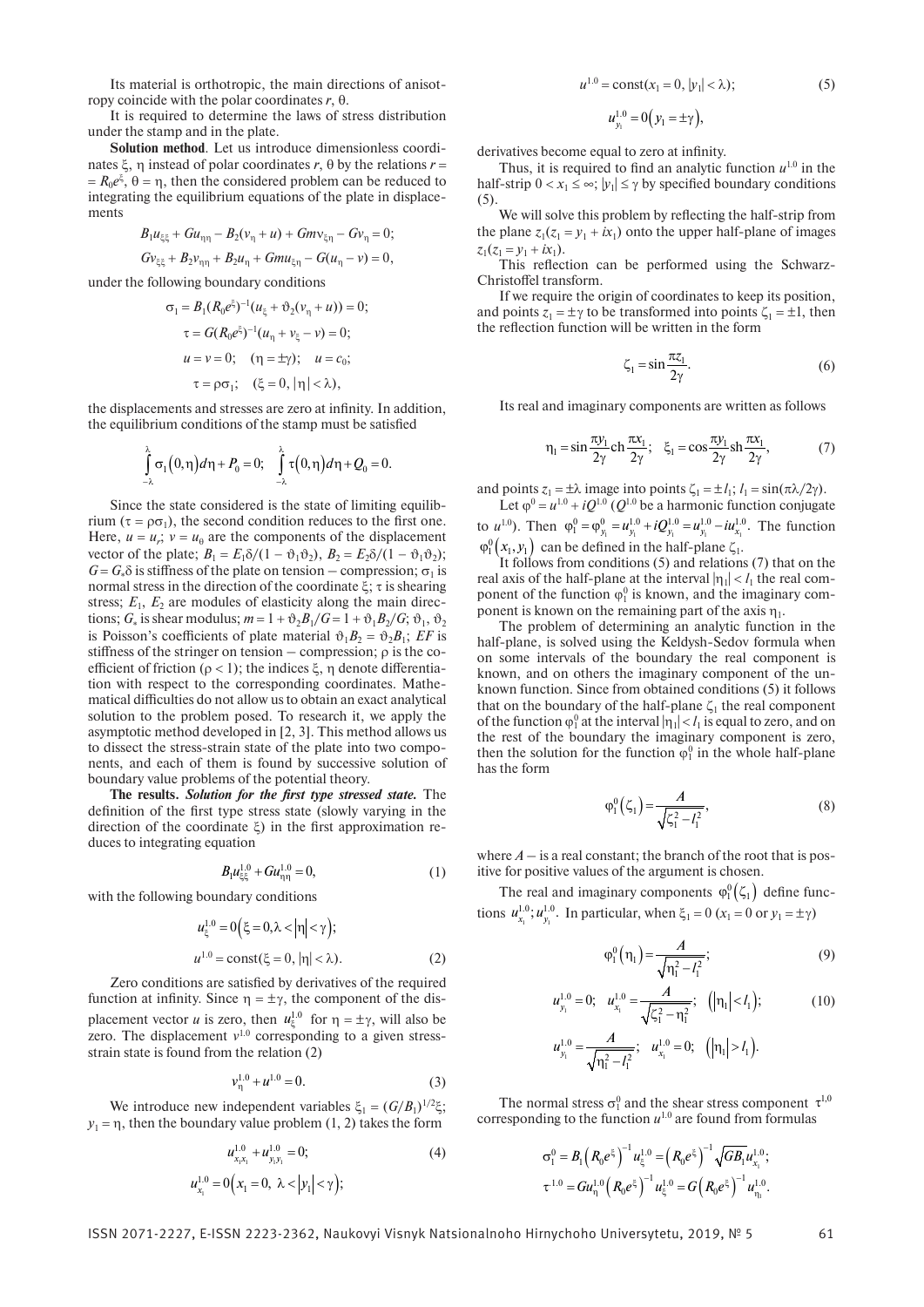Its material is orthotropic, the main directions of anisotropy coincide with the polar coordinates $r$, $\theta$.

It is required to determine the laws of stress distribution under the stamp and in the plate.

**Solution method**. Let us introduce dimensionless coordinates $\xi$, $\eta$ instead of polar coordinates $r$, $\theta$ by the relations $r = R_0 e^{\xi}$, $\theta = \eta$, then the considered problem can be reduced to integrating the equilibrium equations of the plate in displacements

$$B_1 u_{\xi\xi} + G u_{\eta\eta} - B_2(v_\eta + u) + G m v_{\xi\eta} - G v_\eta = 0;$$

$$G v_{\xi\xi} + B_2 v_{\eta\eta} + B_2 u_\eta + G m u_{\xi\eta} - G(u_\eta - v) = 0,$$

under the following boundary conditions

$$\sigma_1 = B_1 (R_0 e^{\xi})^{-1}(u_\xi + \vartheta_2(v_\eta + u)) = 0;$$

$$\tau = G(R_0 e^{\xi})^{-1}(u_\eta + v_\xi - v) = 0;$$

$$u = v = 0; \quad (\eta = \pm\gamma); \quad u = c_0;$$

$$\tau = \rho\sigma_1; \quad (\xi = 0, |\eta| < \lambda),$$

the displacements and stresses are zero at infinity. In addition, the equilibrium conditions of the stamp must be satisfied

$$\int_{-\lambda}^{\lambda} \sigma_1(0,\eta)\,d\eta + P_0 = 0; \quad \int_{-\lambda}^{\lambda} \tau(0,\eta)\,d\eta + Q_0 = 0.$$

Since the state considered is the state of limiting equilibrium ($\tau = \rho\sigma_1$), the second condition reduces to the first one. Here, $u = u_r$; $v = u_0$ are the components of the displacement vector of the plate; $B_1 = E_1\delta/(1 - \vartheta_1\vartheta_2)$, $B_2 = E_2\delta/(1 - \vartheta_1\vartheta_2)$; $G = G_*\delta$ is stiffness of the plate on tension – compression; $\sigma_1$ is normal stress in the direction of the coordinate $\xi$; $\tau$ is shearing stress; $E_1$, $E_2$ are modules of elasticity along the main directions; $G_*$ is shear modulus; $m = 1 + \vartheta_2 B_1/G = 1 + \vartheta_1 B_2/G$; $\vartheta_1$, $\vartheta_2$ is Poisson's coefficients of plate material $\vartheta_1 B_2 = \vartheta_2 B_1$; $EF$ is stiffness of the stringer on tension – compression; $\rho$ is the coefficient of friction ($\rho < 1$); the indices $\xi$, $\eta$ denote differentiation with respect to the corresponding coordinates. Mathematical difficulties do not allow us to obtain an exact analytical solution to the problem posed. To research it, we apply the asymptotic method developed in [2, 3]. This method allows us to dissect the stress-strain state of the plate into two components, and each of them is found by successive solution of boundary value problems of the potential theory.

**The results.** ***Solution for the first type stressed state.*** The definition of the first type stress state (slowly varying in the direction of the coordinate $\xi$) in the first approximation reduces to integrating equation

$$B_1 u_{\xi\xi}^{1.0} + G u_{\eta\eta}^{1.0} = 0, \tag{1}$$

with the following boundary conditions

$$u_\xi^{1.0} = 0\left(\xi = 0, \lambda < |\eta| < \gamma\right);$$

$$u^{1.0} = \text{const}(\xi = 0, |\eta| < \lambda). \tag{2}$$

Zero conditions are satisfied by derivatives of the required function at infinity. Since $\eta = \pm\gamma$, the component of the displacement vector $u$ is zero, then $u_\xi^{1.0}$ for $\eta = \pm\gamma$, will also be zero. The displacement $v^{1.0}$ corresponding to a given stress-strain state is found from the relation (2)

$$v_\eta^{1.0} + u^{1.0} = 0. \tag{3}$$

We introduce new independent variables $\xi_1 = (G/B_1)^{1/2}\xi$; $y_1 = \eta$, then the boundary value problem (1, 2) takes the form

$$u_{x_1 x_1}^{1.0} + u_{y_1 y_1}^{1.0} = 0; \tag{4}$$

$$u_{x_1}^{1.0} = 0\left(x_1 = 0,\ \lambda < |y_1| < \gamma\right);$$

$$u^{1.0} = \text{const}(x_1 = 0, |y_1| < \lambda); \tag{5}$$

$$u_{y_1}^{1.0} = 0\left(y_1 = \pm\gamma\right),$$

derivatives become equal to zero at infinity.

Thus, it is required to find an analytic function $u^{1.0}$ in the half-strip $0 < x_1 \le \infty$; $|y_1| \le \gamma$ by specified boundary conditions (5).

We will solve this problem by reflecting the half-strip from the plane $z_1(z_1 = y_1 + ix_1)$ onto the upper half-plane of images $z_1(z_1 = y_1 + ix_1)$.

This reflection can be performed using the Schwarz-Christoffel transform.

If we require the origin of coordinates to keep its position, and points $z_1 = \pm\gamma$ to be transformed into points $\zeta_1 = \pm 1$, then the reflection function will be written in the form

$$\zeta_1 = \sin\frac{\pi z_1}{2\gamma}. \tag{6}$$

Its real and imaginary components are written as follows

$$\eta_1 = \sin\frac{\pi y_1}{2\gamma}\,\text{ch}\,\frac{\pi x_1}{2\gamma}; \quad \xi_1 = \cos\frac{\pi y_1}{2\gamma}\,\text{sh}\,\frac{\pi x_1}{2\gamma}, \tag{7}$$

and points $z_1 = \pm\lambda$ image into points $\zeta_1 = \pm l_1$; $l_1 = \sin(\pi\lambda/2\gamma)$.

Let $\varphi^0 = u^{1.0} + iQ^{1.0}$ ($Q^{1.0}$ be a harmonic function conjugate to $u^{1.0}$). Then $\varphi_1^0 = \varphi_{y_1}^0 = u_{y_1}^{1.0} + iQ_{y_1}^{1.0} = u_{y_1}^{1.0} - iu_{x_1}^{1.0}$. The function $\varphi_1^0(x_1, y_1)$ can be defined in the half-plane $\zeta_1$.

It follows from conditions (5) and relations (7) that on the real axis of the half-plane at the interval $|\eta_1| < l_1$ the real component of the function $\varphi_1^0$ is known, and the imaginary component is known on the remaining part of the axis $\eta_1$.

The problem of determining an analytic function in the half-plane, is solved using the Keldysh-Sedov formula when on some intervals of the boundary the real component is known, and on others the imaginary component of the unknown function. Since from obtained conditions (5) it follows that on the boundary of the half-plane $\zeta_1$ the real component of the function $\varphi_1^0$ at the interval $|\eta_1| < l_1$ is equal to zero, and on the rest of the boundary the imaginary component is zero, then the solution for the function $\varphi_1^0$ in the whole half-plane has the form

$$\varphi_1^0(\zeta_1) = \frac{A}{\sqrt{\zeta_1^2 - l_1^2}}, \tag{8}$$

where $A$ – is a real constant; the branch of the root that is positive for positive values of the argument is chosen.

The real and imaginary components $\varphi_1^0(\zeta_1)$ define functions $u_{x_1}^{1.0}; u_{y_1}^{1.0}$. In particular, when $\xi_1 = 0$ ($x_1 = 0$ or $y_1 = \pm\gamma$)

$$\varphi_1^0(\eta_1) = \frac{A}{\sqrt{\eta_1^2 - l_1^2}}; \tag{9}$$

$$u_{y_1}^{1.0} = 0; \quad u_{x_1}^{1.0} = \frac{A}{\sqrt{\zeta_1^2 - l_1^2}}; \quad \left(|\eta_1| < l_1\right); \tag{10}$$

$$u_{y_1}^{1.0} = \frac{A}{\sqrt{\eta_1^2 - l_1^2}}; \quad u_{x_1}^{1.0} = 0; \quad \left(|\eta_1| > l_1\right).$$

The normal stress $\sigma_1^0$ and the shear stress component $\tau^{1.0}$ corresponding to the function $u^{1.0}$ are found from formulas

$$\sigma_1^0 = B_1\left(R_0 e^{\xi}\right)^{-1} u_\xi^{1.0} = \left(R_0 e^{\xi}\right)^{-1}\sqrt{GB_1}\,u_{x_1}^{1.0};$$

$$\tau^{1.0} = G u_\eta^{1.0}\left(R_0 e^{\xi}\right)^{-1} u_\xi^{1.0} = G\left(R_0 e^{\xi}\right)^{-1} u_{\eta_1}^{1.0}.$$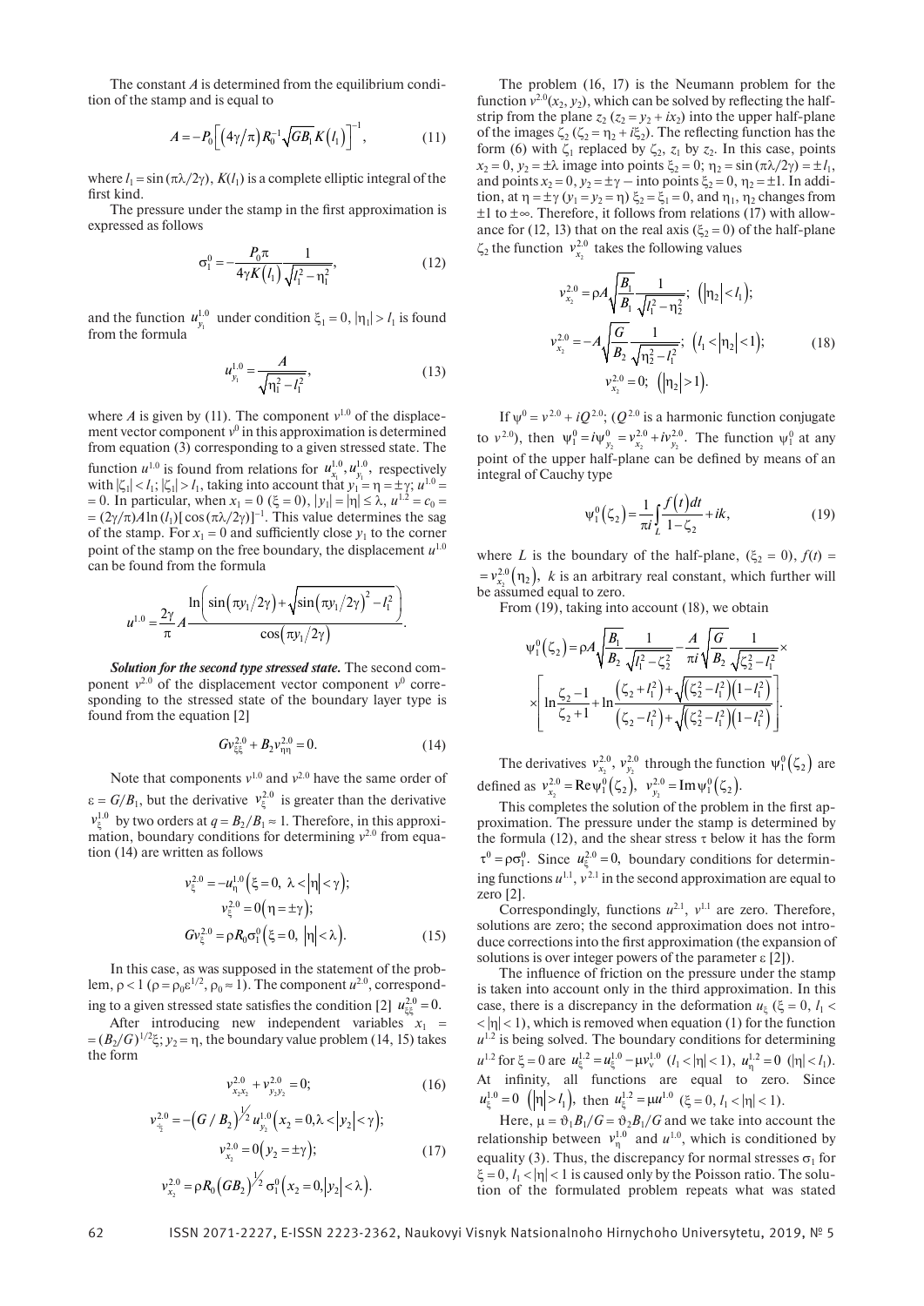The constant $A$ is determined from the equilibrium condition of the stamp and is equal to

$$A = -P_0\left[\left(4\gamma/\pi\right)R_0^{-1}\sqrt{GB_1}K\left(l_1\right)\right]^{-1}, \tag{11}$$

where $l_1 = \sin(\pi\lambda/2\gamma)$, $K(l_1)$ is a complete elliptic integral of the first kind.

The pressure under the stamp in the first approximation is expressed as follows

$$\sigma_1^0 = -\frac{P_0\pi}{4\gamma K\left(l_1\right)}\frac{1}{\sqrt{l_1^2 - \eta_1^2}}, \tag{12}$$

and the function $u_{y_1}^{1.0}$ under condition $\xi_1 = 0$, $|\eta_1| > l_1$ is found from the formula

$$u_{y_1}^{1.0} = \frac{A}{\sqrt{\eta_1^2 - l_1^2}}, \tag{13}$$

where $A$ is given by (11). The component $v^{1.0}$ of the displacement vector component $v^0$ in this approximation is determined from equation (3) corresponding to a given stressed state. The function $u^{1.0}$ is found from relations for $u_{x_1}^{1.0}, u_{y_1}^{1.0}$, respectively with $|\zeta_1| < l_1$; $|\zeta_1| > l_1$, taking into account that $y_1 = \eta = \pm\gamma$; $u^{1.0} = 0$. In particular, when $x_1 = 0$ ($\xi = 0$), $|y_1| = |\eta| \le \lambda$, $u^{1.2} = c_0 = (2\gamma/\pi)A\ln(l_1)[\cos(\pi\lambda/2\gamma)]^{-1}$. This value determines the sag of the stamp. For $x_1 = 0$ and sufficiently close $y_1$ to the corner point of the stamp on the free boundary, the displacement $u^{1.0}$ can be found from the formula

$$u^{1.0} = \frac{2\gamma}{\pi}A\frac{\ln\left(\sin\left(\pi y_1/2\gamma\right) + \sqrt{\sin\left(\pi y_1/2\gamma\right)^2 - l_1^2}\right)}{\cos\left(\pi y_1/2\gamma\right)}.$$

***Solution for the second type stressed state.*** The second component $v^{2.0}$ of the displacement vector component $v^0$ corresponding to the stressed state of the boundary layer type is found from the equation [2]

$$Gv_{\xi\xi}^{2.0} + B_2 v_{\eta\eta}^{2.0} = 0. \tag{14}$$

Note that components $v^{1.0}$ and $v^{2.0}$ have the same order of $\varepsilon = G/B_1$, but the derivative $v_\xi^{2.0}$ is greater than the derivative $v_\xi^{1.0}$ by two orders at $q = B_2/B_1 \approx 1$. Therefore, in this approximation, boundary conditions for determining $v^{2.0}$ from equation (14) are written as follows

$$\begin{gathered} v_\xi^{2.0} = -u_\eta^{1.0}\left(\xi = 0,\ \lambda < |\eta| < \gamma\right); \\ v_\xi^{2.0} = 0\left(\eta = \pm\gamma\right); \\ Gv_\xi^{2.0} = \rho R_0 \sigma_1^0\left(\xi = 0,\ |\eta| < \lambda\right). \end{gathered} \tag{15}$$

In this case, as was supposed in the statement of the problem, $\rho < 1$ ($\rho = \rho_0\varepsilon^{1/2}$, $\rho_0 \approx 1$). The component $u^{2.0}$, corresponding to a given stressed state satisfies the condition [2] $u_{\xi\xi}^{2.0} = 0$.

After introducing new independent variables $x_1 = (B_2/G)^{1/2}\xi$; $y_2 = \eta$, the boundary value problem (14, 15) takes the form

$$v_{x_2x_2}^{2.0} + v_{y_2y_2}^{2.0} = 0; \tag{16}$$

$$\begin{gathered} v_{x_2}^{2.0} = -\left(G/B_2\right)^{1/2} u_{y_2}^{1.0}\left(x_2 = 0, \lambda < |y_2| < \gamma\right); \\ v_{x_2}^{2.0} = 0\left(y_2 = \pm\gamma\right); \\ v_{x_2}^{2.0} = \rho R_0\left(GB_2\right)^{1/2}\sigma_1^0\left(x_2 = 0, |y_2| < \lambda\right). \end{gathered} \tag{17}$$

The problem (16, 17) is the Neumann problem for the function $v^{2.0}(x_2, y_2)$, which can be solved by reflecting the half-strip from the plane $z_2$ ($z_2 = y_2 + ix_2$) into the upper half-plane of the images $\zeta_2$ ($\zeta_2 = \eta_2 + i\xi_2$). The reflecting function has the form (6) with $\zeta_1$ replaced by $\zeta_2$, $z_1$ by $z_2$. In this case, points $x_2 = 0$, $y_2 = \pm\lambda$ image into points $\xi_2 = 0$; $\eta_2 = \sin(\pi\lambda/2\gamma) = \pm l_1$, and points $x_2 = 0$, $y_2 = \pm\gamma$ – into points $\xi_2 = 0$, $\eta_2 = \pm 1$. In addition, at $\eta = \pm\gamma$ ($y_1 = y_2 = \eta$) $\xi_2 = \xi_1 = 0$, and $\eta_1$, $\eta_2$ changes from $\pm 1$ to $\pm\infty$. Therefore, it follows from relations (17) with allowance for (12, 13) that on the real axis ($\xi_2 = 0$) of the half-plane $\zeta_2$ the function $v_{x_2}^{2.0}$ takes the following values

$$\begin{gathered} v_{x_2}^{2.0} = \rho A\sqrt{\frac{B_1}{B_1}}\frac{1}{\sqrt{l_1^2 - \eta_2^2}};\ \left(|\eta_2| < l_1\right); \\ v_{x_2}^{2.0} = -A\sqrt{\frac{G}{B_2}}\frac{1}{\sqrt{\eta_2^2 - l_1^2}};\ \left(l_1 < |\eta_2| < 1\right); \\ v_{x_2}^{2.0} = 0;\ \left(|\eta_2| > 1\right). \end{gathered} \tag{18}$$

If $\psi^0 = v^{2.0} + iQ^{2.0}$; ($Q^{2.0}$ is a harmonic function conjugate to $v^{2.0}$), then $\psi_1^0 = i\psi_{y_2}^0 = v_{x_2}^{2.0} + iv_{y_2}^{2.0}$. The function $\psi_1^0$ at any point of the upper half-plane can be defined by means of an integral of Cauchy type

$$\psi_1^0\left(\zeta_2\right) = \frac{1}{\pi i}\int_L \frac{f(t)dt}{1 - \zeta_2} + ik, \tag{19}$$

where $L$ is the boundary of the half-plane, ($\xi_2 = 0$), $f(t) = v_{x_2}^{2.0}\left(\eta_2\right)$, $k$ is an arbitrary real constant, which further will be assumed equal to zero.

From (19), taking into account (18), we obtain

$$\psi_1^0\left(\zeta_2\right) = \rho A\sqrt{\frac{B_1}{B_2}}\frac{1}{\sqrt{l_1^2 - \zeta_2^2}} - \frac{A}{\pi i}\sqrt{\frac{G}{B_2}}\frac{1}{\sqrt{\zeta_2^2 - l_1^2}} \times$$
$$\times\left[\ln\frac{\zeta_2 - 1}{\zeta_2 + 1} + \ln\frac{\left(\zeta_2 + l_1^2\right) + \sqrt{\left(\zeta_2^2 - l_1^2\right)\left(1 - l_1^2\right)}}{\left(\zeta_2 - l_1^2\right) + \sqrt{\left(\zeta_2^2 - l_1^2\right)\left(1 - l_1^2\right)}}\right].$$

The derivatives $v_{x_2}^{2.0}$, $v_{y_2}^{2.0}$ through the function $\psi_1^0\left(\zeta_2\right)$ are defined as $v_{x_2}^{2.0} = \mathrm{Re}\,\psi_1^0\left(\zeta_2\right)$, $v_{y_2}^{2.0} = \mathrm{Im}\,\psi_1^0\left(\zeta_2\right)$.

This completes the solution of the problem in the first approximation. The pressure under the stamp is determined by the formula (12), and the shear stress $\tau$ below it has the form $\tau^0 = \rho\sigma_1^0$. Since $u_\xi^{2.0} = 0$, boundary conditions for determining functions $u^{1.1}$, $v^{2.1}$ in the second approximation are equal to zero [2].

Correspondingly, functions $u^{2.1}$, $v^{1.1}$ are zero. Therefore, solutions are zero; the second approximation does not introduce corrections into the first approximation (the expansion of solutions is over integer powers of the parameter $\varepsilon$ [2]).

The influence of friction on the pressure under the stamp is taken into account only in the third approximation. In this case, there is a discrepancy in the deformation $u_\xi$ ($\xi = 0$, $l_1 < |\eta| < 1$), which is removed when equation (1) for the function $u^{1.2}$ is being solved. The boundary conditions for determining $u^{1.2}$ for $\xi = 0$ are $u_\xi^{1.2} = u_\xi^{1.0} - \mu v_\nu^{1.0}$ ($l_1 < |\eta| < 1$), $u_\eta^{1.2} = 0$ ($|\eta| < l_1$). At infinity, all functions are equal to zero. Since $u_\xi^{1.0} = 0$ ($|\eta| > l_1$), then $u_\xi^{1.2} = \mu u^{1.0}$ ($\xi = 0$, $l_1 < |\eta| < 1$).

Here, $\mu = \vartheta_1 B_1/G = \vartheta_2 B_1/G$ and we take into account the relationship between $v_\eta^{1.0}$ and $u^{1.0}$, which is conditioned by equality (3). Thus, the discrepancy for normal stresses $\sigma_1$ for $\xi = 0$, $l_1 < |\eta| < 1$ is caused only by the Poisson ratio. The solution of the formulated problem repeats what was stated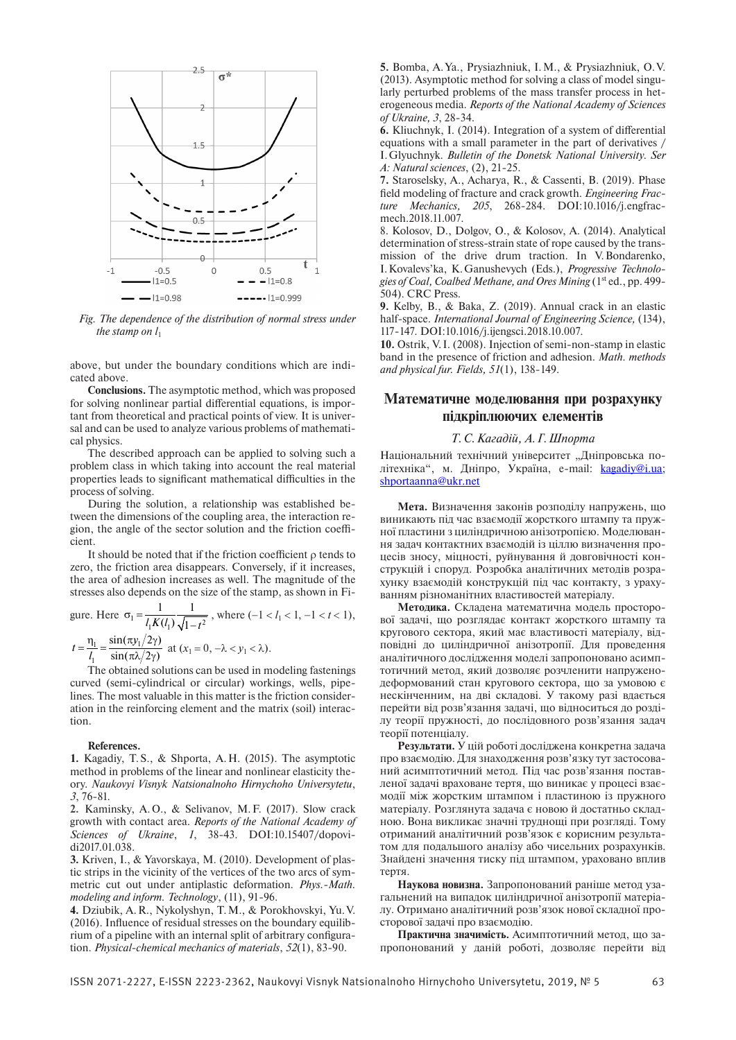*Fig. The dependence of the distribution of normal stress under the stamp on $l_1$*

above, but under the boundary conditions which are indicated above.

**Conclusions.** The asymptotic method, which was proposed for solving nonlinear partial differential equations, is important from theoretical and practical points of view. It is universal and can be used to analyze various problems of mathematical physics.

The described approach can be applied to solving such a problem class in which taking into account the real material properties leads to significant mathematical difficulties in the process of solving.

During the solution, a relationship was established between the dimensions of the coupling area, the interaction region, the angle of the sector solution and the friction coefficient.

It should be noted that if the friction coefficient ρ tends to zero, the friction area disappears. Conversely, if it increases, the area of adhesion increases as well. The magnitude of the stresses also depends on the size of the stamp, as shown in Figure. Here $\sigma_1 = \dfrac{1}{l_1 K(l_1)} \dfrac{1}{\sqrt{1-t^2}}$, where $(-1 < l_1 < 1, -1 < t < 1)$,

$t = \dfrac{\eta_1}{l_1} = \dfrac{\sin(\pi y_1/2\gamma)}{\sin(\pi\lambda/2\gamma)}$ at $(x_1 = 0, -\lambda < y_1 < \lambda)$.

The obtained solutions can be used in modeling fastenings curved (semi-cylindrical or circular) workings, wells, pipelines. The most valuable in this matter is the friction consideration in the reinforcing element and the matrix (soil) interaction.

**References.**

**1.** Kagadiy, T. S., & Shporta, A. H. (2015). The asymptotic method in problems of the linear and nonlinear elasticity theory. *Naukovyi Visnyk Natsionalnoho Hirnychoho Universytetu*, *3*, 76-81.

**2.** Kaminsky, A. O., & Selivanov, M. F. (2017). Slow crack growth with contact area. *Reports of the National Academy of Sciences of Ukraine*, *1*, 38-43. DOI:10.15407/dopovidi2017.01.038.

**3.** Kriven, I., & Yavorskaya, M. (2010). Development of plastic strips in the vicinity of the vertices of the two arcs of symmetric cut out under antiplastic deformation. *Phys.-Math. modeling and inform. Technology*, (11), 91-96.

**4.** Dziubik, A. R., Nykolyshyn, T. M., & Porokhovskyi, Yu. V. (2016). Influence of residual stresses on the boundary equilibrium of a pipeline with an internal split of arbitrary configuration. *Physical-chemical mechanics of materials*, *52*(1), 83-90.

**5.** Bomba, A. Ya., Prysiazhniuk, I. M., & Prysiazhniuk, O. V. (2013). Asymptotic method for solving a class of model singularly perturbed problems of the mass transfer process in heterogeneous media. *Reports of the National Academy of Sciences of Ukraine*, *3*, 28-34.

**6.** Kliuchnyk, I. (2014). Integration of a system of differential equations with a small parameter in the part of derivatives / I. Glyuchnyk. *Bulletin of the Donetsk National University. Ser A: Natural sciences*, (2), 21-25.

**7.** Staroselsky, A., Acharya, R., & Cassenti, B. (2019). Phase field modeling of fracture and crack growth. *Engineering Fracture Mechanics*, *205*, 268-284. DOI:10.1016/j.engfracmech.2018.11.007.

8. Kolosov, D., Dolgov, O., & Kolosov, A. (2014). Analytical determination of stress-strain state of rope caused by the transmission of the drive drum traction. In V. Bondarenko, I. Kovalevs'ka, K. Ganushevych (Eds.), *Progressive Technologies of Coal, Coalbed Methane, and Ores Mining* (1st ed., pp. 499-504). CRC Press.

**9.** Kelby, B., & Baka, Z. (2019). Annual crack in an elastic half-space. *International Journal of Engineering Science,* (134), 117-147. DOI:10.1016/j.ijengsci.2018.10.007.

**10.** Ostrik, V. I. (2008). Injection of semi-non-stamp in elastic band in the presence of friction and adhesion. *Math. methods and physical fur. Fields, 51*(1), 138-149.

## Математичне моделювання при розрахунку підкріплюючих елементів

*Т. С. Кагадій, А. Г. Шпорта*

Національний технічний університет „Дніпровська політехніка“, м. Дніпро, Україна, e-mail: kagadiy@i.ua; shportaanna@ukr.net

**Мета.** Визначення законів розподілу напружень, що виникають під час взаємодії жорсткого штампу та пружної пластини з циліндричною анізотропією. Моделювання задач контактних взаємодій із ціллю визначення процесів зносу, міцності, руйнування й довговічності конструкцій і споруд. Розробка аналітичних методів розрахунку взаємодій конструкцій під час контакту, з урахуванням різноманітних властивостей матеріалу.

**Методика.** Складена математична модель просторової задачі, що розглядає контакт жорсткого штампу та кругового сектора, який має властивості матеріалу, відповідні до циліндричної анізотропії. Для проведення аналітичного дослідження моделі запропоновано асимптотичний метод, який дозволяє розчленити напружено-деформований стан кругового сектора, що за умовою є нескінченним, на дві складові. У такому разі вдається перейти від розв'язання задачі, що відноситься до розділу теорії пружності, до послідовного розв'язання задач теорії потенціалу.

**Результати.** У цій роботі досліджена конкретна задача про взаємодію. Для знаходження розв'язку тут застосований асимптотичний метод. Під час розв'язання поставленої задачі враховане тертя, що виникає у процесі взаємодії між жорстким штампом і пластиною із пружного матеріалу. Розглянута задача є новою й достатньо складною. Вона викликає значні труднощі при розгляді. Тому отриманий аналітичний розв'язок є корисним результатом для подальшого аналізу або чисельних розрахунків. Знайдені значення тиску під штампом, ураховано вплив тертя.

**Наукова новизна.** Запропонований раніше метод узагальнений на випадок циліндричної анізотропії матеріалу. Отримано аналітичний розв'язок нової складної просторової задачі про взаємодію.

**Практична значимість.** Асимптотичний метод, що запропонований у даній роботі, дозволяє перейти від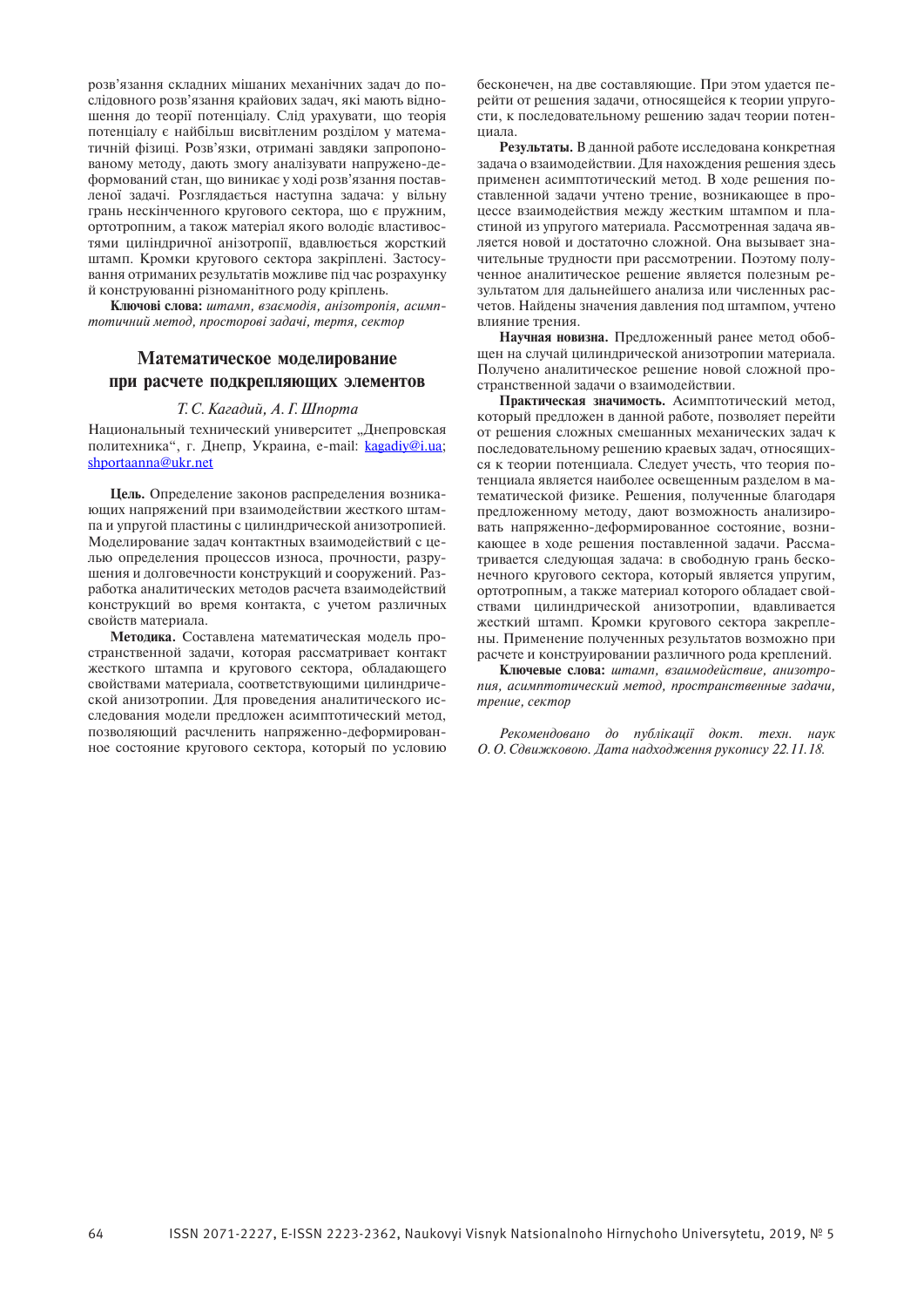розв'язання складних мішаних механічних задач до послідовного розв'язання крайових задач, які мають відношення до теорії потенціалу. Слід урахувати, що теорія потенціалу є найбільш висвітленим розділом у математичній фізиці. Розв'язки, отримані завдяки запропонованому методу, дають змогу аналізувати напружено-деформований стан, що виникає у ході розв'язання поставленої задачі. Розглядається наступна задача: у вільну грань нескінченного кругового сектора, що є пружним, ортотропним, а також матеріал якого володіє властивостями циліндричної анізотропії, вдавлюється жорсткий штамп. Кромки кругового сектора закріплені. Застосування отриманих результатів можливе під час розрахунку й конструюванні різноманітного роду кріплень.

**Ключові слова:** *штамп, взаємодія, анізотропія, асимптотичний метод, просторові задачі, тертя, сектор*

## Математическое моделирование при расчете подкрепляющих элементов

*Т. С. Кагадий, А. Г. Шпорта*

Национальный технический университет „Днепровская политехника", г. Днепр, Украина, e-mail: kagadiy@i.ua; shportaanna@ukr.net

**Цель.** Определение законов распределения возникающих напряжений при взаимодействии жесткого штампа и упругой пластины с цилиндрической анизотропией. Моделирование задач контактных взаимодействий с целью определения процессов износа, прочности, разрушения и долговечности конструкций и сооружений. Разработка аналитических методов расчета взаимодействий конструкций во время контакта, с учетом различных свойств материала.

**Методика.** Составлена математическая модель пространственной задачи, которая рассматривает контакт жесткого штампа и кругового сектора, обладающего свойствами материала, соответствующими цилиндрической анизотропии. Для проведения аналитического исследования модели предложен асимптотический метод, позволяющий расчленить напряженно-деформированное состояние кругового сектора, который по условию бесконечен, на две составляющие. При этом удается перейти от решения задачи, относящейся к теории упругости, к последовательному решению задач теории потенциала.

**Результаты.** В данной работе исследована конкретная задача о взаимодействии. Для нахождения решения здесь применен асимптотический метод. В ходе решения поставленной задачи учтено трение, возникающее в процессе взаимодействия между жестким штампом и пластиной из упругого материала. Рассмотренная задача является новой и достаточно сложной. Она вызывает значительные трудности при рассмотрении. Поэтому полученное аналитическое решение является полезным результатом для дальнейшего анализа или численных расчетов. Найдены значения давления под штампом, учтено влияние трения.

**Научная новизна.** Предложенный ранее метод обобщен на случай цилиндрической анизотропии материала. Получено аналитическое решение новой сложной пространственной задачи о взаимодействии.

**Практическая значимость.** Асимптотический метод, который предложен в данной работе, позволяет перейти от решения сложных смешанных механических задач к последовательному решению краевых задач, относящихся к теории потенциала. Следует учесть, что теория потенциала является наиболее освещенным разделом в математической физике. Решения, полученные благодаря предложенному методу, дают возможность анализировать напряженно-деформированное состояние, возникающее в ходе решения поставленной задачи. Рассматривается следующая задача: в свободную грань бесконечного кругового сектора, который является упругим, ортотропным, а также материал которого обладает свойствами цилиндрической анизотропии, вдавливается жесткий штамп. Кромки кругового сектора закреплены. Применение полученных результатов возможно при расчете и конструировании различного рода креплений.

**Ключевые слова:** *штамп, взаимодействие, анизотропия, асимптотический метод, пространственные задачи, трение, сектор*

*Рекомендовано до публікації докт. техн. наук О. О. Сдвижковою. Дата надходження рукопису 22.11.18.*